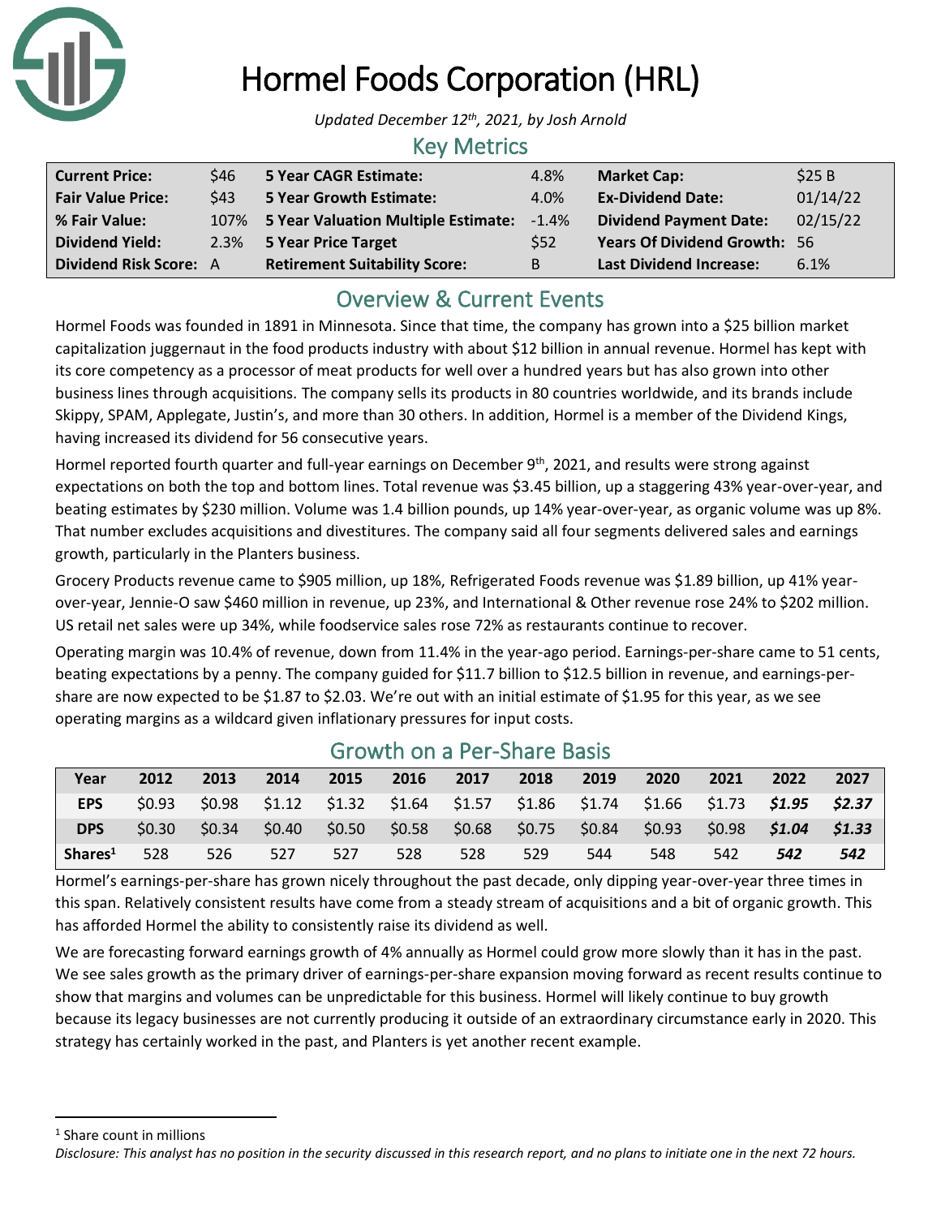# Hormel Foods Corporation (HRL)

*Updated December 12th, 2021, by Josh Arnold*

## Key Metrics

| **Current Price:** | $46 | **5 Year CAGR Estimate:** | 4.8% | **Market Cap:** | $25 B |
|---|---|---|---|---|---|
| **Fair Value Price:** | $43 | **5 Year Growth Estimate:** | 4.0% | **Ex-Dividend Date:** | 01/14/22 |
| **% Fair Value:** | 107% | **5 Year Valuation Multiple Estimate:** | -1.4% | **Dividend Payment Date:** | 02/15/22 |
| **Dividend Yield:** | 2.3% | **5 Year Price Target** | $52 | **Years Of Dividend Growth:** | 56 |
| **Dividend Risk Score:** | A | **Retirement Suitability Score:** | B | **Last Dividend Increase:** | 6.1% |

## Overview & Current Events

Hormel Foods was founded in 1891 in Minnesota. Since that time, the company has grown into a $25 billion market capitalization juggernaut in the food products industry with about $12 billion in annual revenue. Hormel has kept with its core competency as a processor of meat products for well over a hundred years but has also grown into other business lines through acquisitions. The company sells its products in 80 countries worldwide, and its brands include Skippy, SPAM, Applegate, Justin's, and more than 30 others. In addition, Hormel is a member of the Dividend Kings, having increased its dividend for 56 consecutive years.

Hormel reported fourth quarter and full-year earnings on December 9th, 2021, and results were strong against expectations on both the top and bottom lines. Total revenue was $3.45 billion, up a staggering 43% year-over-year, and beating estimates by $230 million. Volume was 1.4 billion pounds, up 14% year-over-year, as organic volume was up 8%. That number excludes acquisitions and divestitures. The company said all four segments delivered sales and earnings growth, particularly in the Planters business.

Grocery Products revenue came to $905 million, up 18%, Refrigerated Foods revenue was $1.89 billion, up 41% year-over-year, Jennie-O saw $460 million in revenue, up 23%, and International & Other revenue rose 24% to $202 million. US retail net sales were up 34%, while foodservice sales rose 72% as restaurants continue to recover.

Operating margin was 10.4% of revenue, down from 11.4% in the year-ago period. Earnings-per-share came to 51 cents, beating expectations by a penny. The company guided for $11.7 billion to $12.5 billion in revenue, and earnings-per-share are now expected to be $1.87 to $2.03. We're out with an initial estimate of $1.95 for this year, as we see operating margins as a wildcard given inflationary pressures for input costs.

## Growth on a Per-Share Basis

| Year | 2012 | 2013 | 2014 | 2015 | 2016 | 2017 | 2018 | 2019 | 2020 | 2021 | 2022 | 2027 |
|---|---|---|---|---|---|---|---|---|---|---|---|---|
| **EPS** | $0.93 | $0.98 | $1.12 | $1.32 | $1.64 | $1.57 | $1.86 | $1.74 | $1.66 | $1.73 | ***$1.95*** | ***$2.37*** |
| **DPS** | $0.30 | $0.34 | $0.40 | $0.50 | $0.58 | $0.68 | $0.75 | $0.84 | $0.93 | $0.98 | ***$1.04*** | ***$1.33*** |
| **Shares[1]** | 528 | 526 | 527 | 527 | 528 | 528 | 529 | 544 | 548 | 542 | ***542*** | ***542*** |

Hormel's earnings-per-share has grown nicely throughout the past decade, only dipping year-over-year three times in this span. Relatively consistent results have come from a steady stream of acquisitions and a bit of organic growth. This has afforded Hormel the ability to consistently raise its dividend as well.

We are forecasting forward earnings growth of 4% annually as Hormel could grow more slowly than it has in the past. We see sales growth as the primary driver of earnings-per-share expansion moving forward as recent results continue to show that margins and volumes can be unpredictable for this business. Hormel will likely continue to buy growth because its legacy businesses are not currently producing it outside of an extraordinary circumstance early in 2020. This strategy has certainly worked in the past, and Planters is yet another recent example.

[1] Share count in millions

*Disclosure: This analyst has no position in the security discussed in this research report, and no plans to initiate one in the next 72 hours.*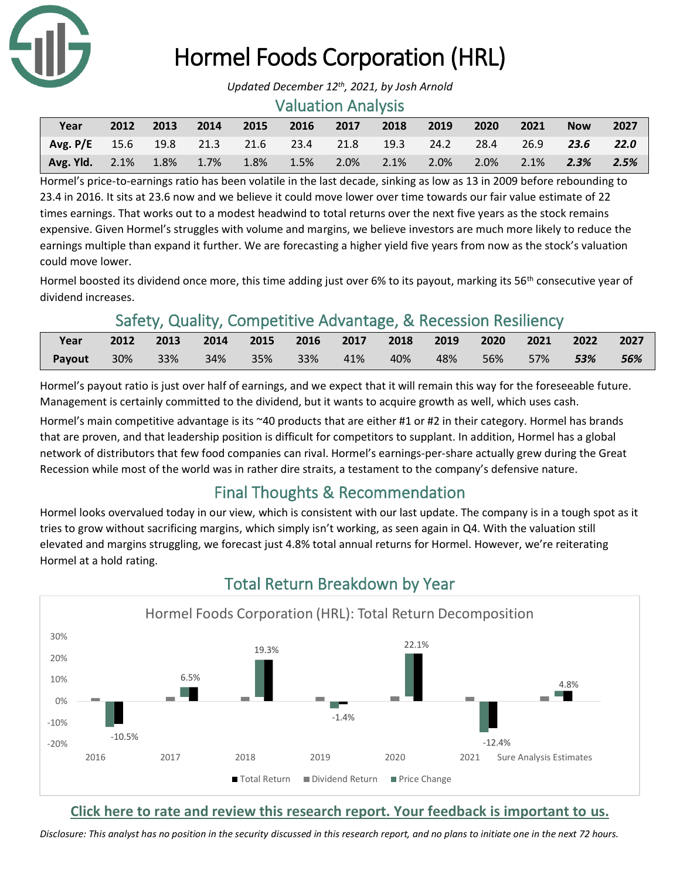# Hormel Foods Corporation (HRL)

*Updated December 12th, 2021, by Josh Arnold*

## Valuation Analysis

| Year | 2012 | 2013 | 2014 | 2015 | 2016 | 2017 | 2018 | 2019 | 2020 | 2021 | Now | 2027 |
|---|---|---|---|---|---|---|---|---|---|---|---|---|
| **Avg. P/E** | 15.6 | 19.8 | 21.3 | 21.6 | 23.4 | 21.8 | 19.3 | 24.2 | 28.4 | 26.9 | ***23.6*** | ***22.0*** |
| **Avg. Yld.** | 2.1% | 1.8% | 1.7% | 1.8% | 1.5% | 2.0% | 2.1% | 2.0% | 2.0% | 2.1% | ***2.3%*** | ***2.5%*** |

Hormel's price-to-earnings ratio has been volatile in the last decade, sinking as low as 13 in 2009 before rebounding to 23.4 in 2016. It sits at 23.6 now and we believe it could move lower over time towards our fair value estimate of 22 times earnings. That works out to a modest headwind to total returns over the next five years as the stock remains expensive. Given Hormel's struggles with volume and margins, we believe investors are much more likely to reduce the earnings multiple than expand it further. We are forecasting a higher yield five years from now as the stock's valuation could move lower.

Hormel boosted its dividend once more, this time adding just over 6% to its payout, marking its 56th consecutive year of dividend increases.

## Safety, Quality, Competitive Advantage, & Recession Resiliency

| Year | 2012 | 2013 | 2014 | 2015 | 2016 | 2017 | 2018 | 2019 | 2020 | 2021 | 2022 | 2027 |
|---|---|---|---|---|---|---|---|---|---|---|---|---|
| **Payout** | 30% | 33% | 34% | 35% | 33% | 41% | 40% | 48% | 56% | 57% | ***53%*** | ***56%*** |

Hormel's payout ratio is just over half of earnings, and we expect that it will remain this way for the foreseeable future. Management is certainly committed to the dividend, but it wants to acquire growth as well, which uses cash.

Hormel's main competitive advantage is its ~40 products that are either #1 or #2 in their category. Hormel has brands that are proven, and that leadership position is difficult for competitors to supplant. In addition, Hormel has a global network of distributors that few food companies can rival. Hormel's earnings-per-share actually grew during the Great Recession while most of the world was in rather dire straits, a testament to the company's defensive nature.

## Final Thoughts & Recommendation

Hormel looks overvalued today in our view, which is consistent with our last update. The company is in a tough spot as it tries to grow without sacrificing margins, which simply isn't working, as seen again in Q4. With the valuation still elevated and margins struggling, we forecast just 4.8% total annual returns for Hormel. However, we're reiterating Hormel at a hold rating.

## Total Return Breakdown by Year

Hormel Foods Corporation (HRL): Total Return Decomposition

| | 2016 | 2017 | 2018 | 2019 | 2020 | 2021 | Sure Analysis Estimates |
|---|---|---|---|---|---|---|---|
| Total Return | -10.5% | 6.5% | 19.3% | -1.4% | 22.1% | -12.4% | 4.8% |

**Click here to rate and review this research report. Your feedback is important to us.**

*Disclosure: This analyst has no position in the security discussed in this research report, and no plans to initiate one in the next 72 hours.*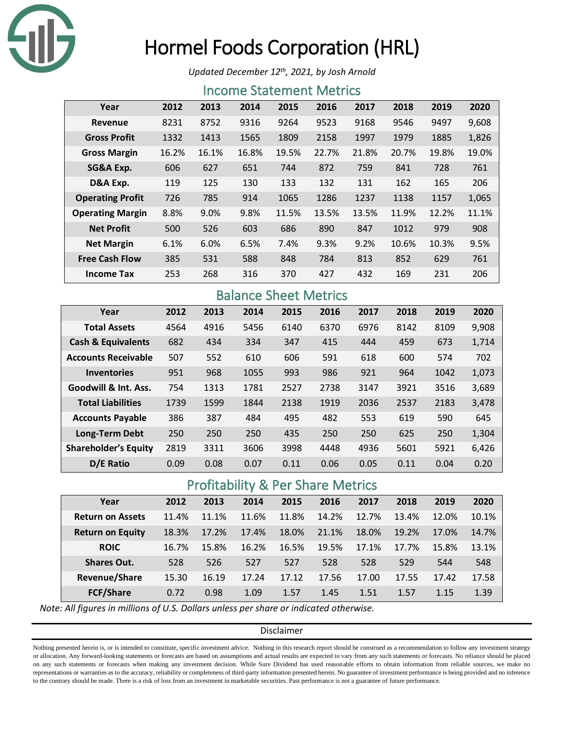# Hormel Foods Corporation (HRL)

*Updated December 12th, 2021, by Josh Arnold*

## Income Statement Metrics

| Year | 2012 | 2013 | 2014 | 2015 | 2016 | 2017 | 2018 | 2019 | 2020 |
|---|---|---|---|---|---|---|---|---|---|
| **Revenue** | 8231 | 8752 | 9316 | 9264 | 9523 | 9168 | 9546 | 9497 | 9,608 |
| **Gross Profit** | 1332 | 1413 | 1565 | 1809 | 2158 | 1997 | 1979 | 1885 | 1,826 |
| **Gross Margin** | 16.2% | 16.1% | 16.8% | 19.5% | 22.7% | 21.8% | 20.7% | 19.8% | 19.0% |
| **SG&A Exp.** | 606 | 627 | 651 | 744 | 872 | 759 | 841 | 728 | 761 |
| **D&A Exp.** | 119 | 125 | 130 | 133 | 132 | 131 | 162 | 165 | 206 |
| **Operating Profit** | 726 | 785 | 914 | 1065 | 1286 | 1237 | 1138 | 1157 | 1,065 |
| **Operating Margin** | 8.8% | 9.0% | 9.8% | 11.5% | 13.5% | 13.5% | 11.9% | 12.2% | 11.1% |
| **Net Profit** | 500 | 526 | 603 | 686 | 890 | 847 | 1012 | 979 | 908 |
| **Net Margin** | 6.1% | 6.0% | 6.5% | 7.4% | 9.3% | 9.2% | 10.6% | 10.3% | 9.5% |
| **Free Cash Flow** | 385 | 531 | 588 | 848 | 784 | 813 | 852 | 629 | 761 |
| **Income Tax** | 253 | 268 | 316 | 370 | 427 | 432 | 169 | 231 | 206 |

## Balance Sheet Metrics

| Year | 2012 | 2013 | 2014 | 2015 | 2016 | 2017 | 2018 | 2019 | 2020 |
|---|---|---|---|---|---|---|---|---|---|
| **Total Assets** | 4564 | 4916 | 5456 | 6140 | 6370 | 6976 | 8142 | 8109 | 9,908 |
| **Cash & Equivalents** | 682 | 434 | 334 | 347 | 415 | 444 | 459 | 673 | 1,714 |
| **Accounts Receivable** | 507 | 552 | 610 | 606 | 591 | 618 | 600 | 574 | 702 |
| **Inventories** | 951 | 968 | 1055 | 993 | 986 | 921 | 964 | 1042 | 1,073 |
| **Goodwill & Int. Ass.** | 754 | 1313 | 1781 | 2527 | 2738 | 3147 | 3921 | 3516 | 3,689 |
| **Total Liabilities** | 1739 | 1599 | 1844 | 2138 | 1919 | 2036 | 2537 | 2183 | 3,478 |
| **Accounts Payable** | 386 | 387 | 484 | 495 | 482 | 553 | 619 | 590 | 645 |
| **Long-Term Debt** | 250 | 250 | 250 | 435 | 250 | 250 | 625 | 250 | 1,304 |
| **Shareholder's Equity** | 2819 | 3311 | 3606 | 3998 | 4448 | 4936 | 5601 | 5921 | 6,426 |
| **D/E Ratio** | 0.09 | 0.08 | 0.07 | 0.11 | 0.06 | 0.05 | 0.11 | 0.04 | 0.20 |

## Profitability & Per Share Metrics

| Year | 2012 | 2013 | 2014 | 2015 | 2016 | 2017 | 2018 | 2019 | 2020 |
|---|---|---|---|---|---|---|---|---|---|
| **Return on Assets** | 11.4% | 11.1% | 11.6% | 11.8% | 14.2% | 12.7% | 13.4% | 12.0% | 10.1% |
| **Return on Equity** | 18.3% | 17.2% | 17.4% | 18.0% | 21.1% | 18.0% | 19.2% | 17.0% | 14.7% |
| **ROIC** | 16.7% | 15.8% | 16.2% | 16.5% | 19.5% | 17.1% | 17.7% | 15.8% | 13.1% |
| **Shares Out.** | 528 | 526 | 527 | 527 | 528 | 528 | 529 | 544 | 548 |
| **Revenue/Share** | 15.30 | 16.19 | 17.24 | 17.12 | 17.56 | 17.00 | 17.55 | 17.42 | 17.58 |
| **FCF/Share** | 0.72 | 0.98 | 1.09 | 1.57 | 1.45 | 1.51 | 1.57 | 1.15 | 1.39 |

*Note: All figures in millions of U.S. Dollars unless per share or indicated otherwise.*

Disclaimer

Nothing presented herein is, or is intended to constitute, specific investment advice. Nothing in this research report should be construed as a recommendation to follow any investment strategy or allocation. Any forward-looking statements or forecasts are based on assumptions and actual results are expected to vary from any such statements or forecasts. No reliance should be placed on any such statements or forecasts when making any investment decision. While Sure Dividend has used reasonable efforts to obtain information from reliable sources, we make no representations or warranties as to the accuracy, reliability or completeness of third-party information presented herein. No guarantee of investment performance is being provided and no inference to the contrary should be made. There is a risk of loss from an investment in marketable securities. Past performance is not a guarantee of future performance.